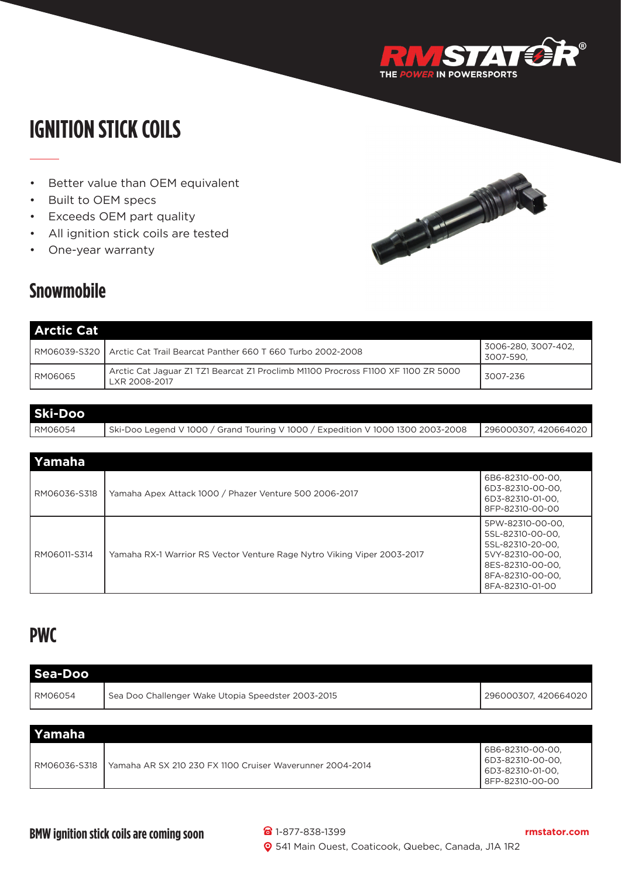# IGNITION STICK COILS

- Better value than OEM equivalent
- Built to OEM specs
- Exceeds OEM part quality
- All ignition stick coils are tested
- One-year warranty

## Snowmobile

| Arctic Cat | | |
|---|---|---|
| RM06039-S320 | Arctic Cat Trail Bearcat Panther 660 T 660 Turbo 2002-2008 | 3006-280, 3007-402, 3007-590, |
| RM06065 | Arctic Cat Jaguar Z1 TZ1 Bearcat Z1 Proclimb M1100 Procross F1100 XF 1100 ZR 5000 LXR 2008-2017 | 3007-236 |

| Ski-Doo | | |
|---|---|---|
| RM06054 | Ski-Doo Legend V 1000 / Grand Touring V 1000 / Expedition V 1000 1300 2003-2008 | 296000307, 420664020 |

| Yamaha | | |
|---|---|---|
| RM06036-S318 | Yamaha Apex Attack 1000 / Phazer Venture 500 2006-2017 | 6B6-82310-00-00, 6D3-82310-00-00, 6D3-82310-01-00, 8FP-82310-00-00 |
| RM06011-S314 | Yamaha RX-1 Warrior RS Vector Venture Rage Nytro Viking Viper 2003-2017 | 5PW-82310-00-00, 5SL-82310-00-00, 5SL-82310-20-00, 5VY-82310-00-00, 8ES-82310-00-00, 8FA-82310-00-00, 8FA-82310-01-00 |

## PWC

| Sea-Doo | | |
|---|---|---|
| RM06054 | Sea Doo Challenger Wake Utopia Speedster 2003-2015 | 296000307, 420664020 |

| Yamaha | | |
|---|---|---|
| RM06036-S318 | Yamaha AR SX 210 230 FX 1100 Cruiser Waverunner 2004-2014 | 6B6-82310-00-00, 6D3-82310-00-00, 6D3-82310-01-00, 8FP-82310-00-00 |

**BMW ignition stick coils are coming soon**

1-877-838-1399

541 Main Ouest, Coaticook, Quebec, Canada, J1A 1R2

rmstator.com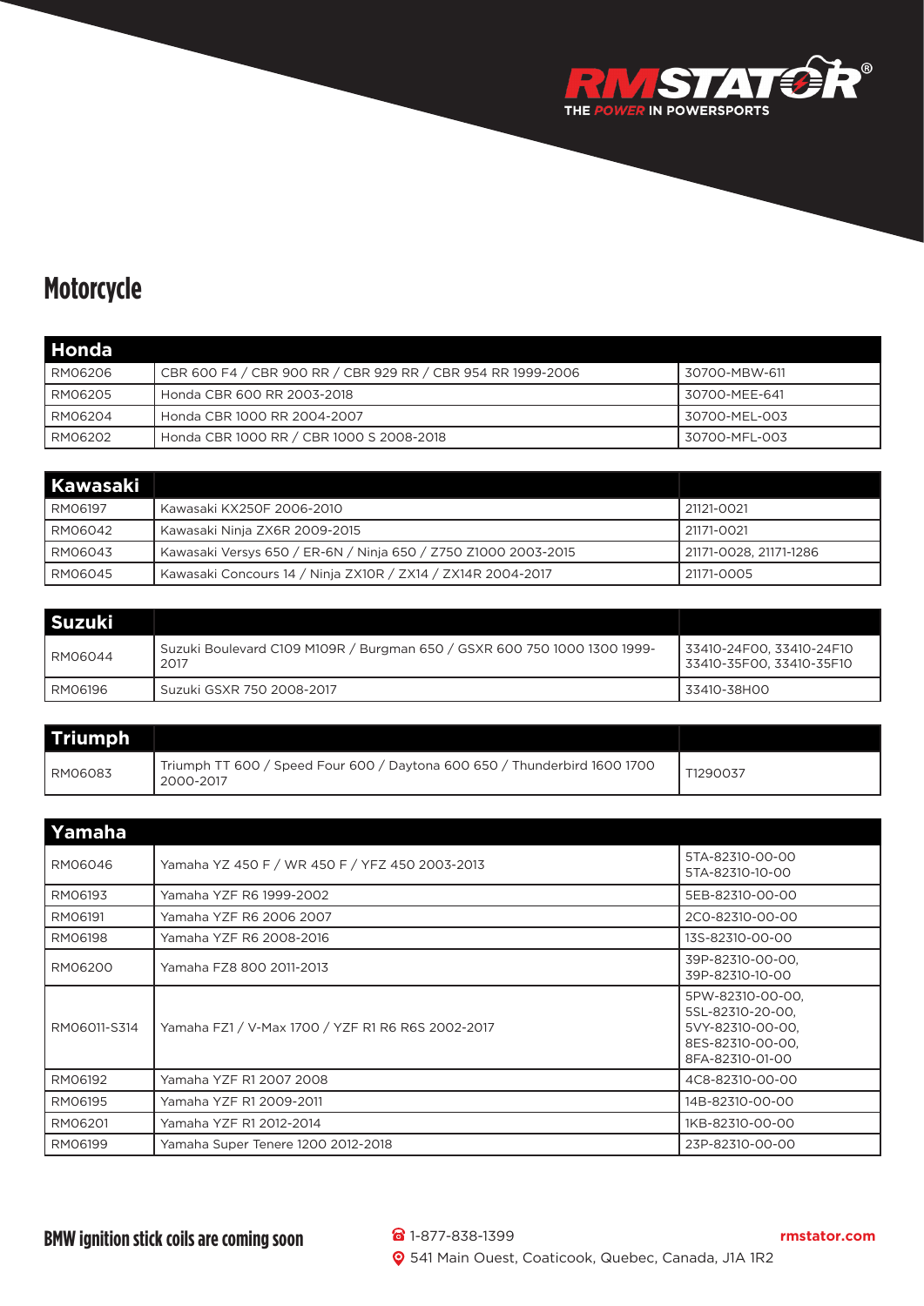# Motorcycle

| Honda | | |
|---|---|---|
| RM06206 | CBR 600 F4 / CBR 900 RR / CBR 929 RR / CBR 954 RR 1999-2006 | 30700-MBW-611 |
| RM06205 | Honda CBR 600 RR 2003-2018 | 30700-MEE-641 |
| RM06204 | Honda CBR 1000 RR 2004-2007 | 30700-MEL-003 |
| RM06202 | Honda CBR 1000 RR / CBR 1000 S 2008-2018 | 30700-MFL-003 |

| Kawasaki | | |
|---|---|---|
| RM06197 | Kawasaki KX250F 2006-2010 | 21121-0021 |
| RM06042 | Kawasaki Ninja ZX6R 2009-2015 | 21171-0021 |
| RM06043 | Kawasaki Versys 650 / ER-6N / Ninja 650 / Z750 Z1000 2003-2015 | 21171-0028, 21171-1286 |
| RM06045 | Kawasaki Concours 14 / Ninja ZX10R / ZX14 / ZX14R 2004-2017 | 21171-0005 |

| Suzuki | | |
|---|---|---|
| RM06044 | Suzuki Boulevard C109 M109R / Burgman 650 / GSXR 600 750 1000 1300 1999-2017 | 33410-24F00, 33410-24F10 33410-35F00, 33410-35F10 |
| RM06196 | Suzuki GSXR 750 2008-2017 | 33410-38H00 |

| Triumph | | |
|---|---|---|
| RM06083 | Triumph TT 600 / Speed Four 600 / Daytona 600 650 / Thunderbird 1600 1700 2000-2017 | T1290037 |

| Yamaha | | |
|---|---|---|
| RM06046 | Yamaha YZ 450 F / WR 450 F / YFZ 450 2003-2013 | 5TA-82310-00-00 5TA-82310-10-00 |
| RM06193 | Yamaha YZF R6 1999-2002 | 5EB-82310-00-00 |
| RM06191 | Yamaha YZF R6 2006 2007 | 2C0-82310-00-00 |
| RM06198 | Yamaha YZF R6 2008-2016 | 13S-82310-00-00 |
| RM06200 | Yamaha FZ8 800 2011-2013 | 39P-82310-00-00, 39P-82310-10-00 |
| RM06011-S314 | Yamaha FZ1 / V-Max 1700 / YZF R1 R6 R6S 2002-2017 | 5PW-82310-00-00, 5SL-82310-20-00, 5VY-82310-00-00, 8ES-82310-00-00, 8FA-82310-01-00 |
| RM06192 | Yamaha YZF R1 2007 2008 | 4C8-82310-00-00 |
| RM06195 | Yamaha YZF R1 2009-2011 | 14B-82310-00-00 |
| RM06201 | Yamaha YZF R1 2012-2014 | 1KB-82310-00-00 |
| RM06199 | Yamaha Super Tenere 1200 2012-2018 | 23P-82310-00-00 |

**BMW ignition stick coils are coming soon**

1-877-838-1399

541 Main Ouest, Coaticook, Quebec, Canada, J1A 1R2

rmstator.com